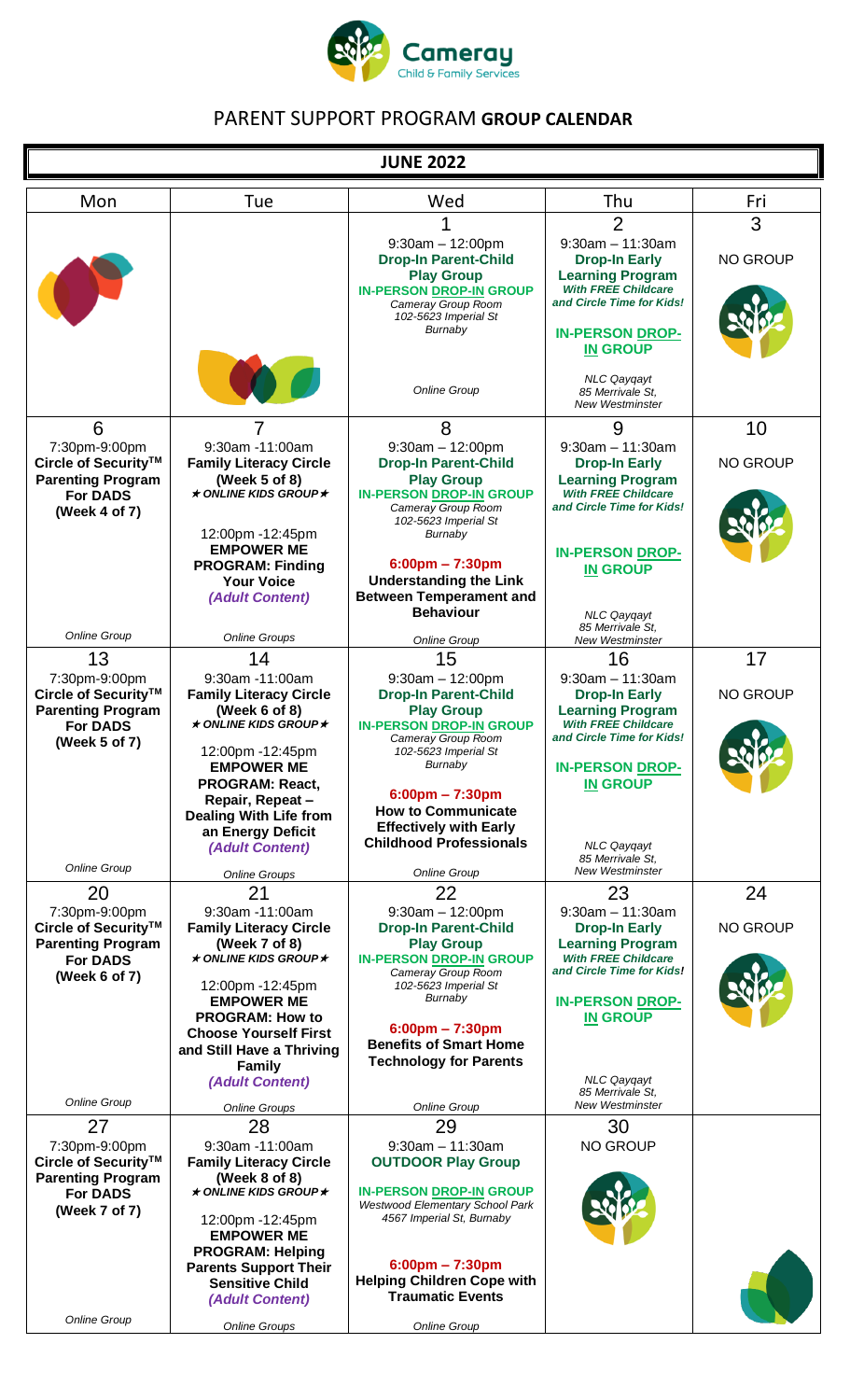Cameray Child & Family Services

# PARENT SUPPORT PROGRAM **GROUP CALENDAR**

## JUNE 2022

| Mon | Tue | Wed | Thu | Fri |
|---|---|---|---|---|
| | | 1<br>9:30am – 12:00pm<br>**Drop-In Parent-Child Play Group**<br>**IN-PERSON DROP-IN GROUP**<br>*Cameray Group Room 102-5623 Imperial St Burnaby*<br>*Online Group* | 2<br>9:30am – 11:30am<br>**Drop-In Early Learning Program**<br>***With FREE Childcare and Circle Time for Kids!***<br>**IN-PERSON DROP-IN GROUP**<br>*NLC Qayqayt 85 Merrivale St, New Westminster* | 3<br>NO GROUP |
| 6<br>7:30pm-9:00pm<br>**Circle of Security™ Parenting Program For DADS (Week 4 of 7)**<br>*Online Group* | 7<br>9:30am -11:00am<br>**Family Literacy Circle (Week 5 of 8)**<br>***★ ONLINE KIDS GROUP ★***<br>12:00pm -12:45pm<br>**EMPOWER ME PROGRAM: Finding Your Voice**<br>***(Adult Content)***<br>*Online Groups* | 8<br>9:30am – 12:00pm<br>**Drop-In Parent-Child Play Group**<br>**IN-PERSON DROP-IN GROUP**<br>*Cameray Group Room 102-5623 Imperial St Burnaby*<br>**6:00pm – 7:30pm**<br>**Understanding the Link Between Temperament and Behaviour**<br>*Online Group* | 9<br>9:30am – 11:30am<br>**Drop-In Early Learning Program**<br>***With FREE Childcare and Circle Time for Kids!***<br>**IN-PERSON DROP-IN GROUP**<br>*NLC Qayqayt 85 Merrivale St, New Westminster* | 10<br>NO GROUP |
| 13<br>7:30pm-9:00pm<br>**Circle of Security™ Parenting Program For DADS (Week 5 of 7)**<br>*Online Group* | 14<br>9:30am -11:00am<br>**Family Literacy Circle (Week 6 of 8)**<br>***★ ONLINE KIDS GROUP ★***<br>12:00pm -12:45pm<br>**EMPOWER ME PROGRAM: React, Repair, Repeat – Dealing With Life from an Energy Deficit**<br>***(Adult Content)***<br>*Online Groups* | 15<br>9:30am – 12:00pm<br>**Drop-In Parent-Child Play Group**<br>**IN-PERSON DROP-IN GROUP**<br>*Cameray Group Room 102-5623 Imperial St Burnaby*<br>**6:00pm – 7:30pm**<br>**How to Communicate Effectively with Early Childhood Professionals**<br>*Online Group* | 16<br>9:30am – 11:30am<br>**Drop-In Early Learning Program**<br>***With FREE Childcare and Circle Time for Kids!***<br>**IN-PERSON DROP-IN GROUP**<br>*NLC Qayqayt 85 Merrivale St, New Westminster* | 17<br>NO GROUP |
| 20<br>7:30pm-9:00pm<br>**Circle of Security™ Parenting Program For DADS (Week 6 of 7)**<br>*Online Group* | 21<br>9:30am -11:00am<br>**Family Literacy Circle (Week 7 of 8)**<br>***★ ONLINE KIDS GROUP ★***<br>12:00pm -12:45pm<br>**EMPOWER ME PROGRAM: How to Choose Yourself First and Still Have a Thriving Family**<br>***(Adult Content)***<br>*Online Groups* | 22<br>9:30am – 12:00pm<br>**Drop-In Parent-Child Play Group**<br>**IN-PERSON DROP-IN GROUP**<br>*Cameray Group Room 102-5623 Imperial St Burnaby*<br>**6:00pm – 7:30pm**<br>**Benefits of Smart Home Technology for Parents**<br>*Online Group* | 23<br>9:30am – 11:30am<br>**Drop-In Early Learning Program**<br>***With FREE Childcare and Circle Time for Kids!***<br>**IN-PERSON DROP-IN GROUP**<br>*NLC Qayqayt 85 Merrivale St, New Westminster* | 24<br>NO GROUP |
| 27<br>7:30pm-9:00pm<br>**Circle of Security™ Parenting Program For DADS (Week 7 of 7)**<br>*Online Group* | 28<br>9:30am -11:00am<br>**Family Literacy Circle (Week 8 of 8)**<br>***★ ONLINE KIDS GROUP ★***<br>12:00pm -12:45pm<br>**EMPOWER ME PROGRAM: Helping Parents Support Their Sensitive Child**<br>***(Adult Content)***<br>*Online Groups* | 29<br>9:30am – 11:30am<br>**OUTDOOR Play Group**<br>**IN-PERSON DROP-IN GROUP**<br>*Westwood Elementary School Park 4567 Imperial St, Burnaby*<br>**6:00pm – 7:30pm**<br>**Helping Children Cope with Traumatic Events**<br>*Online Group* | 30<br>NO GROUP | |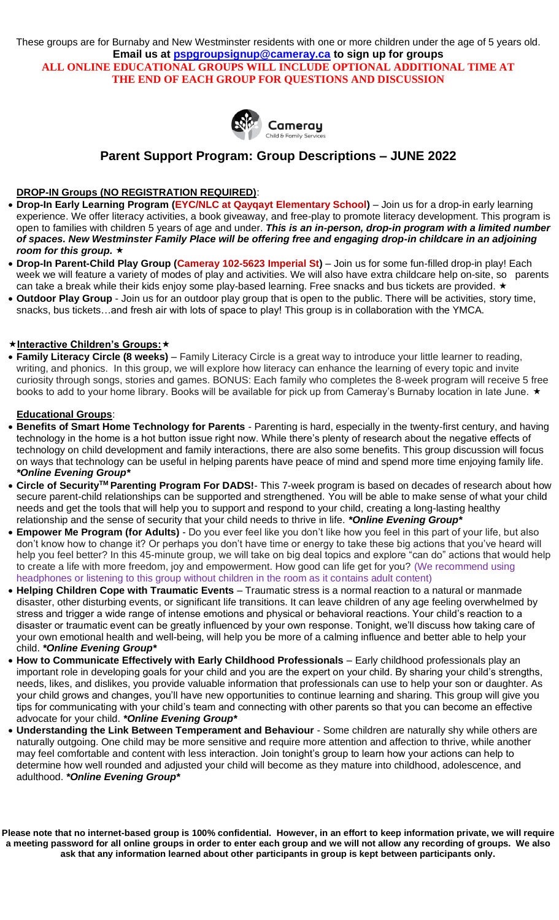These groups are for Burnaby and New Westminster residents with one or more children under the age of 5 years old.

**Email us at pspgroupsignup@cameray.ca to sign up for groups**

**ALL ONLINE EDUCATIONAL GROUPS WILL INCLUDE OPTIONAL ADDITIONAL TIME AT THE END OF EACH GROUP FOR QUESTIONS AND DISCUSSION**

Cameray Child & Family Services

## Parent Support Program: Group Descriptions – JUNE 2022

**DROP-IN Groups (NO REGISTRATION REQUIRED)**:

- **Drop-In Early Learning Program (EYC/NLC at Qayqayt Elementary School)** – Join us for a drop-in early learning experience. We offer literacy activities, a book giveaway, and free-play to promote literacy development. This program is open to families with children 5 years of age and under. ***This is an in-person, drop-in program with a limited number of spaces. New Westminster Family Place will be offering free and engaging drop-in childcare in an adjoining room for this group.*** ★
- **Drop-In Parent-Child Play Group (Cameray 102-5623 Imperial St)** – Join us for some fun-filled drop-in play! Each week we will feature a variety of modes of play and activities. We will also have extra childcare help on-site, so parents can take a break while their kids enjoy some play-based learning. Free snacks and bus tickets are provided. ★
- **Outdoor Play Group** - Join us for an outdoor play group that is open to the public. There will be activities, story time, snacks, bus tickets…and fresh air with lots of space to play! This group is in collaboration with the YMCA.

★**Interactive Children's Groups:**★

- **Family Literacy Circle (8 weeks)** – Family Literacy Circle is a great way to introduce your little learner to reading, writing, and phonics. In this group, we will explore how literacy can enhance the learning of every topic and invite curiosity through songs, stories and games. BONUS: Each family who completes the 8-week program will receive 5 free books to add to your home library. Books will be available for pick up from Cameray's Burnaby location in late June. ★

**Educational Groups**:

- **Benefits of Smart Home Technology for Parents** - Parenting is hard, especially in the twenty-first century, and having technology in the home is a hot button issue right now. While there's plenty of research about the negative effects of technology on child development and family interactions, there are also some benefits. This group discussion will focus on ways that technology can be useful in helping parents have peace of mind and spend more time enjoying family life. ***\*Online Evening Group\****
- **Circle of Security™ Parenting Program For DADS!**- This 7-week program is based on decades of research about how secure parent-child relationships can be supported and strengthened. You will be able to make sense of what your child needs and get the tools that will help you to support and respond to your child, creating a long-lasting healthy relationship and the sense of security that your child needs to thrive in life. ***\*Online Evening Group\****
- **Empower Me Program (for Adults)** - Do you ever feel like you don't like how you feel in this part of your life, but also don't know how to change it? Or perhaps you don't have time or energy to take these big actions that you've heard will help you feel better? In this 45-minute group, we will take on big deal topics and explore "can do" actions that would help to create a life with more freedom, joy and empowerment. How good can life get for you? (We recommend using headphones or listening to this group without children in the room as it contains adult content)
- **Helping Children Cope with Traumatic Events** – Traumatic stress is a normal reaction to a natural or manmade disaster, other disturbing events, or significant life transitions. It can leave children of any age feeling overwhelmed by stress and trigger a wide range of intense emotions and physical or behavioral reactions. Your child's reaction to a disaster or traumatic event can be greatly influenced by your own response. Tonight, we'll discuss how taking care of your own emotional health and well-being, will help you be more of a calming influence and better able to help your child. ***\*Online Evening Group\****
- **How to Communicate Effectively with Early Childhood Professionals** – Early childhood professionals play an important role in developing goals for your child and you are the expert on your child. By sharing your child's strengths, needs, likes, and dislikes, you provide valuable information that professionals can use to help your son or daughter. As your child grows and changes, you'll have new opportunities to continue learning and sharing. This group will give you tips for communicating with your child's team and connecting with other parents so that you can become an effective advocate for your child. ***\*Online Evening Group\****
- **Understanding the Link Between Temperament and Behaviour** - Some children are naturally shy while others are naturally outgoing. One child may be more sensitive and require more attention and affection to thrive, while another may feel comfortable and content with less interaction. Join tonight's group to learn how your actions can help to determine how well rounded and adjusted your child will become as they mature into childhood, adolescence, and adulthood. ***\*Online Evening Group\****

**Please note that no internet-based group is 100% confidential. However, in an effort to keep information private, we will require a meeting password for all online groups in order to enter each group and we will not allow any recording of groups. We also ask that any information learned about other participants in group is kept between participants only.**